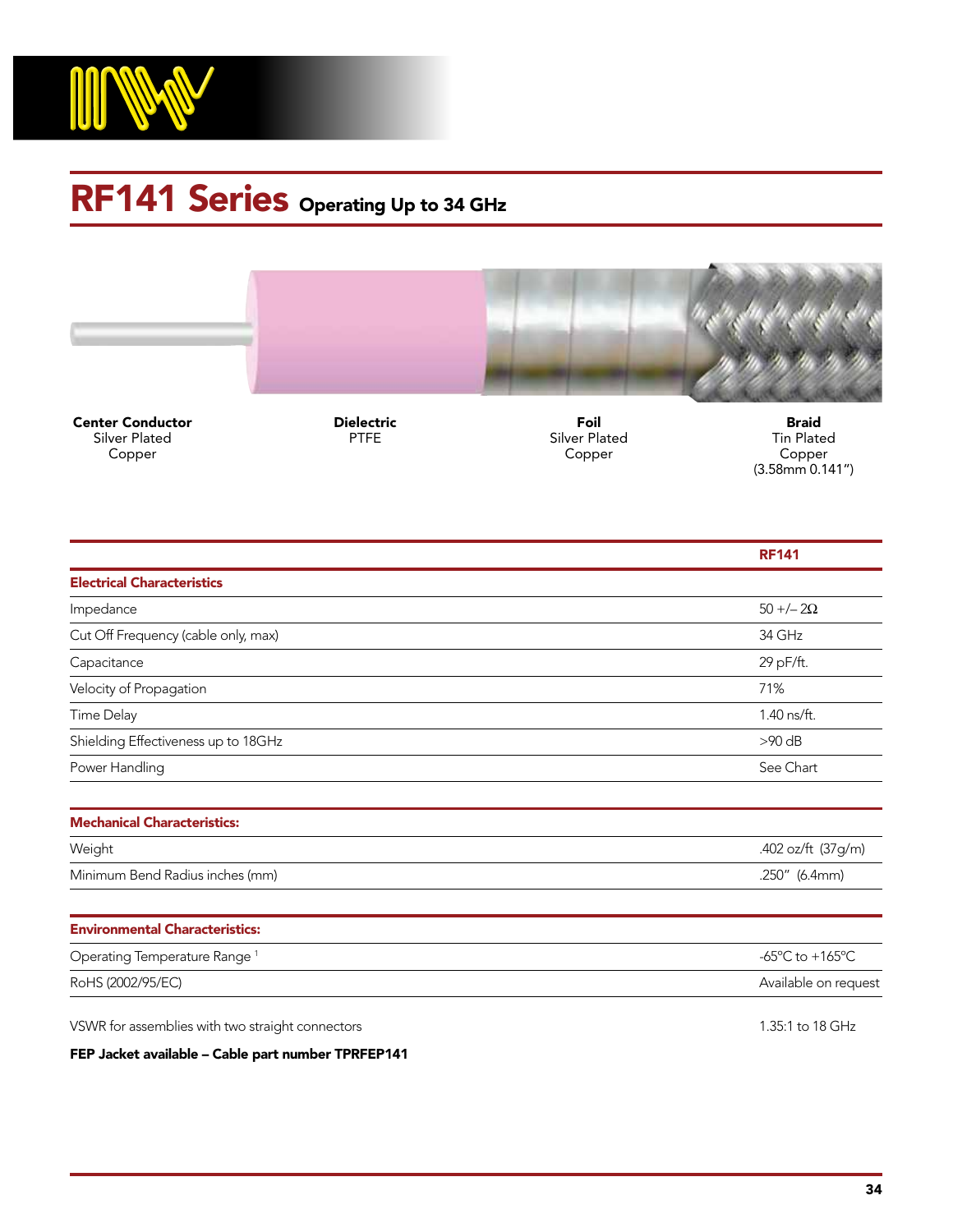# RF141 Series Operating Up to 34 GHz

**Center Conductor**
Silver Plated
Copper

**Dielectric**
PTFE

**Foil**
Silver Plated
Copper

**Braid**
Tin Plated
Copper
(3.58mm 0.141")

| | RF141 |
|---|---|
| **Electrical Characteristics** | |
| Impedance | 50 +/– 2Ω |
| Cut Off Frequency (cable only, max) | 34 GHz |
| Capacitance | 29 pF/ft. |
| Velocity of Propagation | 71% |
| Time Delay | 1.40 ns/ft. |
| Shielding Effectiveness up to 18GHz | >90 dB |
| Power Handling | See Chart |
| **Mechanical Characteristics:** | |
| Weight | .402 oz/ft (37g/m) |
| Minimum Bend Radius inches (mm) | .250" (6.4mm) |
| **Environmental Characteristics:** | |
| Operating Temperature Range [1] | -65°C to +165°C |
| RoHS (2002/95/EC) | Available on request |

| | |
|---|---|
| VSWR for assemblies with two straight connectors | 1.35:1 to 18 GHz |

**FEP Jacket available – Cable part number TPRFEP141**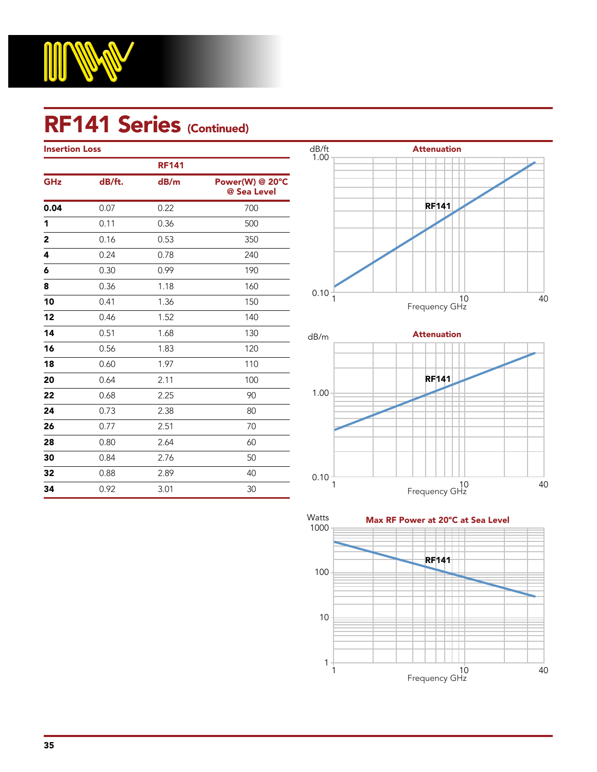# RF141 Series (Continued)

**Insertion Loss**

| | RF141 | | |
|---|---|---|---|
| GHz | dB/ft. | dB/m | Power(W) @ 20°C @ Sea Level |
| **0.04** | 0.07 | 0.22 | 700 |
| **1** | 0.11 | 0.36 | 500 |
| **2** | 0.16 | 0.53 | 350 |
| **4** | 0.24 | 0.78 | 240 |
| **6** | 0.30 | 0.99 | 190 |
| **8** | 0.36 | 1.18 | 160 |
| **10** | 0.41 | 1.36 | 150 |
| **12** | 0.46 | 1.52 | 140 |
| **14** | 0.51 | 1.68 | 130 |
| **16** | 0.56 | 1.83 | 120 |
| **18** | 0.60 | 1.97 | 110 |
| **20** | 0.64 | 2.11 | 100 |
| **22** | 0.68 | 2.25 | 90 |
| **24** | 0.73 | 2.38 | 80 |
| **26** | 0.77 | 2.51 | 70 |
| **28** | 0.80 | 2.64 | 60 |
| **30** | 0.84 | 2.76 | 50 |
| **32** | 0.88 | 2.89 | 40 |
| **34** | 0.92 | 3.01 | 30 |

**Attenuation**

dB/ft
1.00
0.10
RF141
1
10
40
Frequency GHz

**Attenuation**

dB/m
1.00
0.10
RF141
1
10
40
Frequency GHz

**Max RF Power at 20°C at Sea Level**

Watts
1000
100
10
1
RF141
1
10
40
Frequency GHz